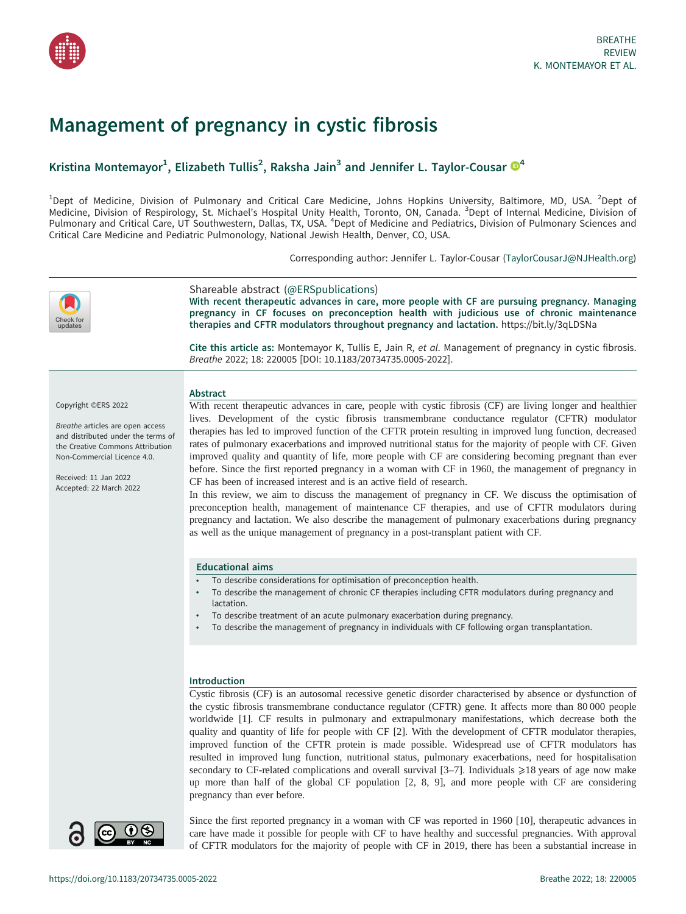# Management of pregnancy in cystic fibrosis

Kristina Montemayor[1], Elizabeth Tullis[2], Raksha Jain[3] and Jennifer L. Taylor-Cousar[4]

[1]Dept of Medicine, Division of Pulmonary and Critical Care Medicine, Johns Hopkins University, Baltimore, MD, USA. [2]Dept of Medicine, Division of Respirology, St. Michael's Hospital Unity Health, Toronto, ON, Canada. [3]Dept of Internal Medicine, Division of Pulmonary and Critical Care, UT Southwestern, Dallas, TX, USA. [4]Dept of Medicine and Pediatrics, Division of Pulmonary Sciences and Critical Care Medicine and Pediatric Pulmonology, National Jewish Health, Denver, CO, USA.

Corresponding author: Jennifer L. Taylor-Cousar (TaylorCousarJ@NJHealth.org)

Shareable abstract (@ERSpublications)

**With recent therapeutic advances in care, more people with CF are pursuing pregnancy. Managing pregnancy in CF focuses on preconception health with judicious use of chronic maintenance therapies and CFTR modulators throughout pregnancy and lactation.** https://bit.ly/3qLDSNa

**Cite this article as:** Montemayor K, Tullis E, Jain R, *et al.* Management of pregnancy in cystic fibrosis. *Breathe* 2022; 18: 220005 [DOI: 10.1183/20734735.0005-2022].

Copyright ©ERS 2022

*Breathe* articles are open access and distributed under the terms of the Creative Commons Attribution Non-Commercial Licence 4.0.

Received: 11 Jan 2022
Accepted: 22 March 2022

## Abstract

With recent therapeutic advances in care, people with cystic fibrosis (CF) are living longer and healthier lives. Development of the cystic fibrosis transmembrane conductance regulator (CFTR) modulator therapies has led to improved function of the CFTR protein resulting in improved lung function, decreased rates of pulmonary exacerbations and improved nutritional status for the majority of people with CF. Given improved quality and quantity of life, more people with CF are considering becoming pregnant than ever before. Since the first reported pregnancy in a woman with CF in 1960, the management of pregnancy in CF has been of increased interest and is an active field of research.

In this review, we aim to discuss the management of pregnancy in CF. We discuss the optimisation of preconception health, management of maintenance CF therapies, and use of CFTR modulators during pregnancy and lactation. We also describe the management of pulmonary exacerbations during pregnancy as well as the unique management of pregnancy in a post-transplant patient with CF.

### Educational aims

- To describe considerations for optimisation of preconception health.
- To describe the management of chronic CF therapies including CFTR modulators during pregnancy and lactation.
- To describe treatment of an acute pulmonary exacerbation during pregnancy.
- To describe the management of pregnancy in individuals with CF following organ transplantation.

## Introduction

Cystic fibrosis (CF) is an autosomal recessive genetic disorder characterised by absence or dysfunction of the cystic fibrosis transmembrane conductance regulator (CFTR) gene. It affects more than 80 000 people worldwide [1]. CF results in pulmonary and extrapulmonary manifestations, which decrease both the quality and quantity of life for people with CF [2]. With the development of CFTR modulator therapies, improved function of the CFTR protein is made possible. Widespread use of CFTR modulators has resulted in improved lung function, nutritional status, pulmonary exacerbations, need for hospitalisation secondary to CF-related complications and overall survival [3–7]. Individuals ⩾18 years of age now make up more than half of the global CF population [2, 8, 9], and more people with CF are considering pregnancy than ever before.

Since the first reported pregnancy in a woman with CF was reported in 1960 [10], therapeutic advances in care have made it possible for people with CF to have healthy and successful pregnancies. With approval of CFTR modulators for the majority of people with CF in 2019, there has been a substantial increase in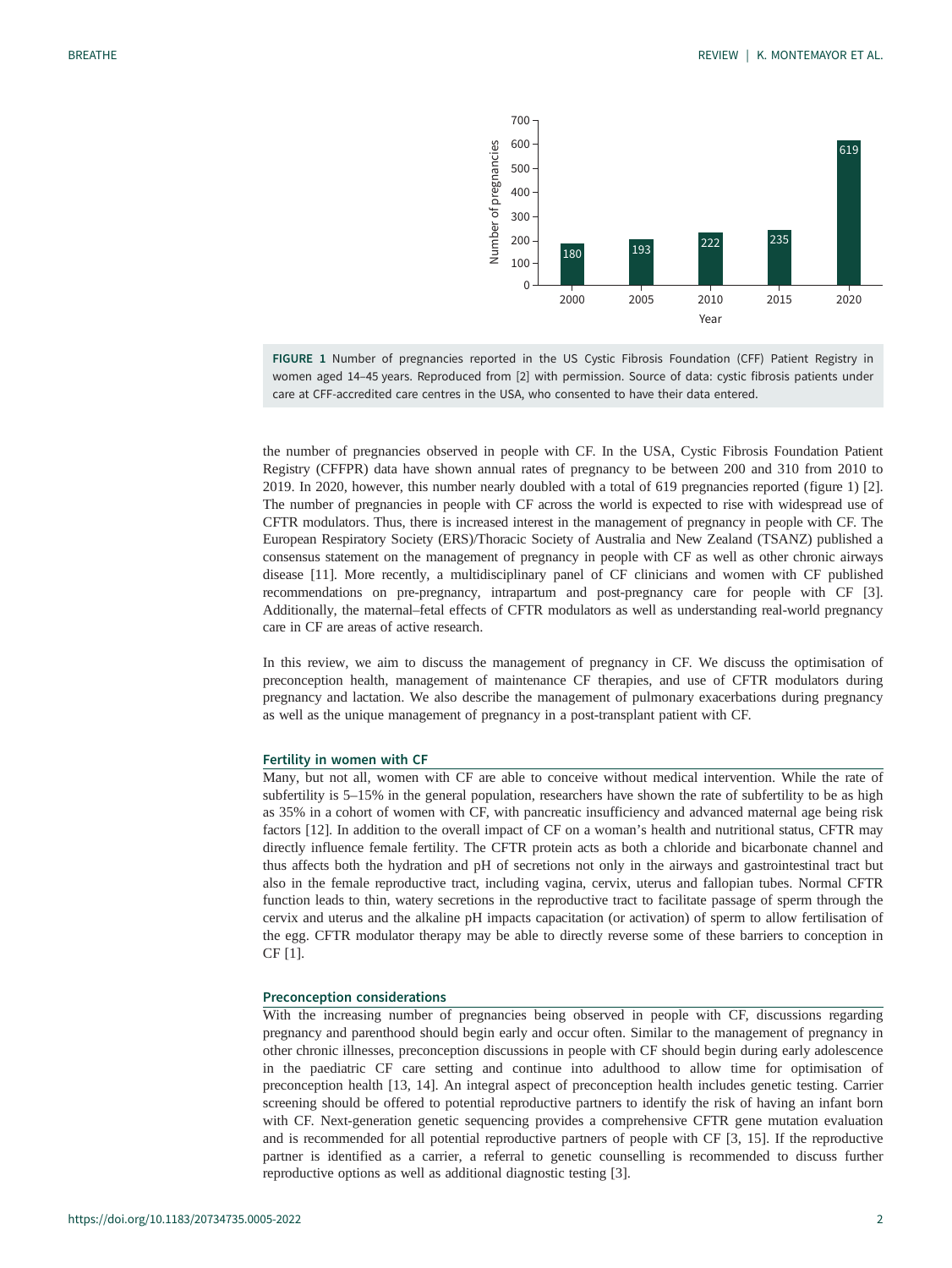FIGURE 1 Number of pregnancies reported in the US Cystic Fibrosis Foundation (CFF) Patient Registry in women aged 14–45 years. Reproduced from [2] with permission. Source of data: cystic fibrosis patients under care at CFF-accredited care centres in the USA, who consented to have their data entered.

the number of pregnancies observed in people with CF. In the USA, Cystic Fibrosis Foundation Patient Registry (CFFPR) data have shown annual rates of pregnancy to be between 200 and 310 from 2010 to 2019. In 2020, however, this number nearly doubled with a total of 619 pregnancies reported (figure 1) [2]. The number of pregnancies in people with CF across the world is expected to rise with widespread use of CFTR modulators. Thus, there is increased interest in the management of pregnancy in people with CF. The European Respiratory Society (ERS)/Thoracic Society of Australia and New Zealand (TSANZ) published a consensus statement on the management of pregnancy in people with CF as well as other chronic airways disease [11]. More recently, a multidisciplinary panel of CF clinicians and women with CF published recommendations on pre-pregnancy, intrapartum and post-pregnancy care for people with CF [3]. Additionally, the maternal–fetal effects of CFTR modulators as well as understanding real-world pregnancy care in CF are areas of active research.

In this review, we aim to discuss the management of pregnancy in CF. We discuss the optimisation of preconception health, management of maintenance CF therapies, and use of CFTR modulators during pregnancy and lactation. We also describe the management of pulmonary exacerbations during pregnancy as well as the unique management of pregnancy in a post-transplant patient with CF.

### Fertility in women with CF

Many, but not all, women with CF are able to conceive without medical intervention. While the rate of subfertility is 5–15% in the general population, researchers have shown the rate of subfertility to be as high as 35% in a cohort of women with CF, with pancreatic insufficiency and advanced maternal age being risk factors [12]. In addition to the overall impact of CF on a woman's health and nutritional status, CFTR may directly influence female fertility. The CFTR protein acts as both a chloride and bicarbonate channel and thus affects both the hydration and pH of secretions not only in the airways and gastrointestinal tract but also in the female reproductive tract, including vagina, cervix, uterus and fallopian tubes. Normal CFTR function leads to thin, watery secretions in the reproductive tract to facilitate passage of sperm through the cervix and uterus and the alkaline pH impacts capacitation (or activation) of sperm to allow fertilisation of the egg. CFTR modulator therapy may be able to directly reverse some of these barriers to conception in CF [1].

### Preconception considerations

With the increasing number of pregnancies being observed in people with CF, discussions regarding pregnancy and parenthood should begin early and occur often. Similar to the management of pregnancy in other chronic illnesses, preconception discussions in people with CF should begin during early adolescence in the paediatric CF care setting and continue into adulthood to allow time for optimisation of preconception health [13, 14]. An integral aspect of preconception health includes genetic testing. Carrier screening should be offered to potential reproductive partners to identify the risk of having an infant born with CF. Next-generation genetic sequencing provides a comprehensive CFTR gene mutation evaluation and is recommended for all potential reproductive partners of people with CF [3, 15]. If the reproductive partner is identified as a carrier, a referral to genetic counselling is recommended to discuss further reproductive options as well as additional diagnostic testing [3].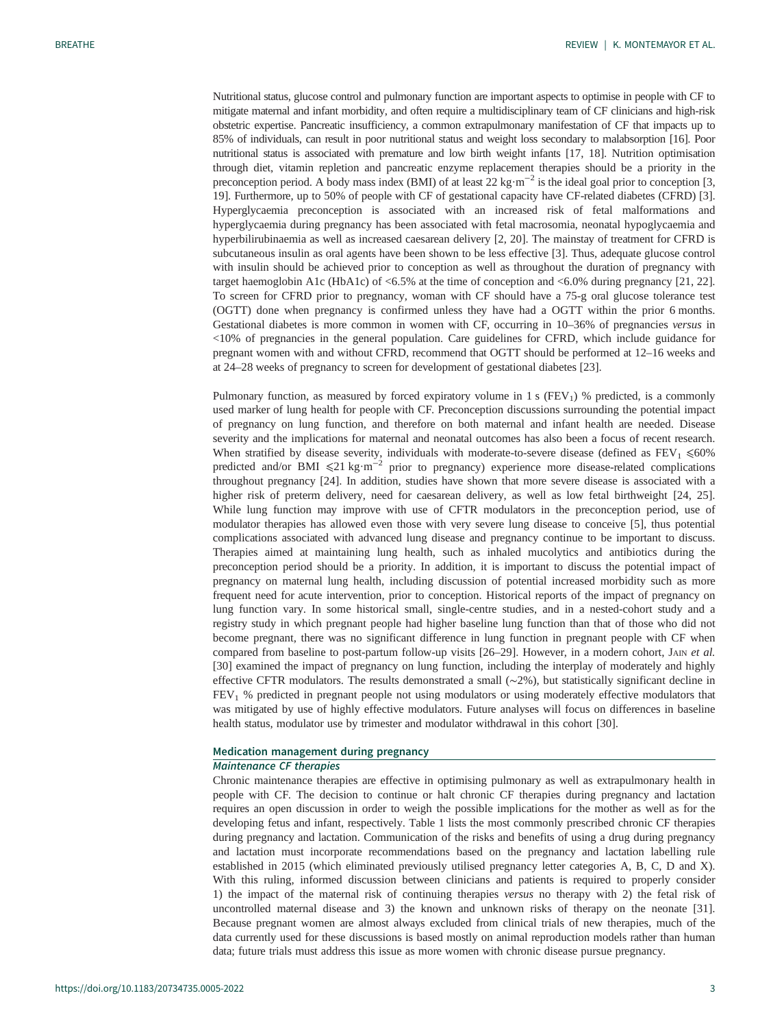Nutritional status, glucose control and pulmonary function are important aspects to optimise in people with CF to mitigate maternal and infant morbidity, and often require a multidisciplinary team of CF clinicians and high-risk obstetric expertise. Pancreatic insufficiency, a common extrapulmonary manifestation of CF that impacts up to 85% of individuals, can result in poor nutritional status and weight loss secondary to malabsorption [16]. Poor nutritional status is associated with premature and low birth weight infants [17, 18]. Nutrition optimisation through diet, vitamin repletion and pancreatic enzyme replacement therapies should be a priority in the preconception period. A body mass index (BMI) of at least 22 $kg \cdot m^{-2}$ is the ideal goal prior to conception [3, 19]. Furthermore, up to 50% of people with CF of gestational capacity have CF-related diabetes (CFRD) [3]. Hyperglycaemia preconception is associated with an increased risk of fetal malformations and hyperglycaemia during pregnancy has been associated with fetal macrosomia, neonatal hypoglycaemia and hyperbilirubinaemia as well as increased caesarean delivery [2, 20]. The mainstay of treatment for CFRD is subcutaneous insulin as oral agents have been shown to be less effective [3]. Thus, adequate glucose control with insulin should be achieved prior to conception as well as throughout the duration of pregnancy with target haemoglobin A1c (HbA1c) of <6.5% at the time of conception and <6.0% during pregnancy [21, 22]. To screen for CFRD prior to pregnancy, woman with CF should have a 75-g oral glucose tolerance test (OGTT) done when pregnancy is confirmed unless they have had a OGTT within the prior 6 months. Gestational diabetes is more common in women with CF, occurring in 10–36% of pregnancies *versus* in <10% of pregnancies in the general population. Care guidelines for CFRD, which include guidance for pregnant women with and without CFRD, recommend that OGTT should be performed at 12–16 weeks and at 24–28 weeks of pregnancy to screen for development of gestational diabetes [23].

Pulmonary function, as measured by forced expiratory volume in 1 s ($FEV_1$) % predicted, is a commonly used marker of lung health for people with CF. Preconception discussions surrounding the potential impact of pregnancy on lung function, and therefore on both maternal and infant health are needed. Disease severity and the implications for maternal and neonatal outcomes has also been a focus of recent research. When stratified by disease severity, individuals with moderate-to-severe disease (defined as $FEV_1 \leqslant 60\%$ predicted and/or BMI $\leqslant 21\ kg \cdot m^{-2}$ prior to pregnancy) experience more disease-related complications throughout pregnancy [24]. In addition, studies have shown that more severe disease is associated with a higher risk of preterm delivery, need for caesarean delivery, as well as low fetal birthweight [24, 25]. While lung function may improve with use of CFTR modulators in the preconception period, use of modulator therapies has allowed even those with very severe lung disease to conceive [5], thus potential complications associated with advanced lung disease and pregnancy continue to be important to discuss. Therapies aimed at maintaining lung health, such as inhaled mucolytics and antibiotics during the preconception period should be a priority. In addition, it is important to discuss the potential impact of pregnancy on maternal lung health, including discussion of potential increased morbidity such as more frequent need for acute intervention, prior to conception. Historical reports of the impact of pregnancy on lung function vary. In some historical small, single-centre studies, and in a nested-cohort study and a registry study in which pregnant people had higher baseline lung function than that of those who did not become pregnant, there was no significant difference in lung function in pregnant people with CF when compared from baseline to post-partum follow-up visits [26–29]. However, in a modern cohort, Jain *et al.* [30] examined the impact of pregnancy on lung function, including the interplay of moderately and highly effective CFTR modulators. The results demonstrated a small (~2%), but statistically significant decline in $FEV_1$ % predicted in pregnant people not using modulators or using moderately effective modulators that was mitigated by use of highly effective modulators. Future analyses will focus on differences in baseline health status, modulator use by trimester and modulator withdrawal in this cohort [30].

## Medication management during pregnancy

### *Maintenance CF therapies*

Chronic maintenance therapies are effective in optimising pulmonary as well as extrapulmonary health in people with CF. The decision to continue or halt chronic CF therapies during pregnancy and lactation requires an open discussion in order to weigh the possible implications for the mother as well as for the developing fetus and infant, respectively. Table 1 lists the most commonly prescribed chronic CF therapies during pregnancy and lactation. Communication of the risks and benefits of using a drug during pregnancy and lactation must incorporate recommendations based on the pregnancy and lactation labelling rule established in 2015 (which eliminated previously utilised pregnancy letter categories A, B, C, D and X). With this ruling, informed discussion between clinicians and patients is required to properly consider 1) the impact of the maternal risk of continuing therapies *versus* no therapy with 2) the fetal risk of uncontrolled maternal disease and 3) the known and unknown risks of therapy on the neonate [31]. Because pregnant women are almost always excluded from clinical trials of new therapies, much of the data currently used for these discussions is based mostly on animal reproduction models rather than human data; future trials must address this issue as more women with chronic disease pursue pregnancy.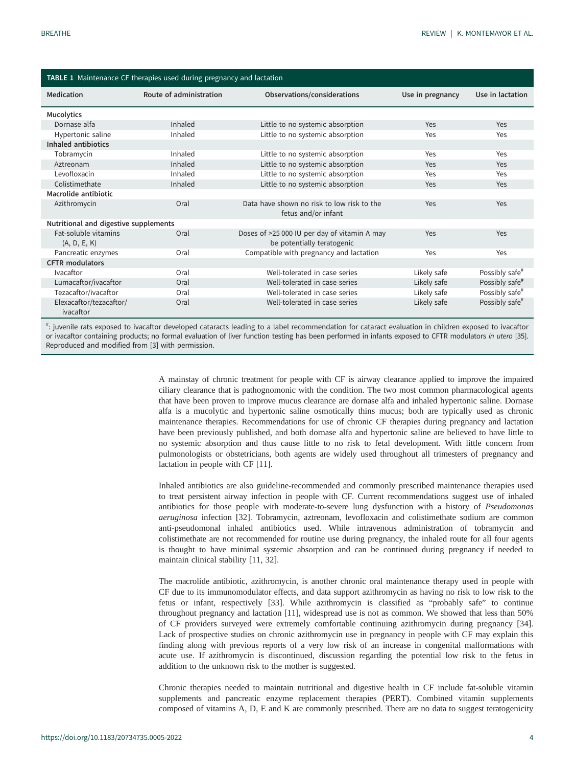**TABLE 1** Maintenance CF therapies used during pregnancy and lactation

| Medication | Route of administration | Observations/considerations | Use in pregnancy | Use in lactation |
|---|---|---|---|---|
| **Mucolytics** | | | | |
| Dornase alfa | Inhaled | Little to no systemic absorption | Yes | Yes |
| Hypertonic saline | Inhaled | Little to no systemic absorption | Yes | Yes |
| **Inhaled antibiotics** | | | | |
| Tobramycin | Inhaled | Little to no systemic absorption | Yes | Yes |
| Aztreonam | Inhaled | Little to no systemic absorption | Yes | Yes |
| Levofloxacin | Inhaled | Little to no systemic absorption | Yes | Yes |
| Colistimethate | Inhaled | Little to no systemic absorption | Yes | Yes |
| **Macrolide antibiotic** | | | | |
| Azithromycin | Oral | Data have shown no risk to low risk to the fetus and/or infant | Yes | Yes |
| **Nutritional and digestive supplements** | | | | |
| Fat-soluble vitamins (A, D, E, K) | Oral | Doses of >25 000 IU per day of vitamin A may be potentially teratogenic | Yes | Yes |
| Pancreatic enzymes | Oral | Compatible with pregnancy and lactation | Yes | Yes |
| **CFTR modulators** | | | | |
| Ivacaftor | Oral | Well-tolerated in case series | Likely safe | Possibly safe[#] |
| Lumacaftor/ivacaftor | Oral | Well-tolerated in case series | Likely safe | Possibly safe[#] |
| Tezacaftor/ivacaftor | Oral | Well-tolerated in case series | Likely safe | Possibly safe[#] |
| Elexacaftor/tezacaftor/ivacaftor | Oral | Well-tolerated in case series | Likely safe | Possibly safe[#] |

[#]: juvenile rats exposed to ivacaftor developed cataracts leading to a label recommendation for cataract evaluation in children exposed to ivacaftor or ivacaftor containing products; no formal evaluation of liver function testing has been performed in infants exposed to CFTR modulators *in utero* [35]. Reproduced and modified from [3] with permission.

A mainstay of chronic treatment for people with CF is airway clearance applied to improve the impaired ciliary clearance that is pathognomonic with the condition. The two most common pharmacological agents that have been proven to improve mucus clearance are dornase alfa and inhaled hypertonic saline. Dornase alfa is a mucolytic and hypertonic saline osmotically thins mucus; both are typically used as chronic maintenance therapies. Recommendations for use of chronic CF therapies during pregnancy and lactation have been previously published, and both dornase alfa and hypertonic saline are believed to have little to no systemic absorption and thus cause little to no risk to fetal development. With little concern from pulmonologists or obstetricians, both agents are widely used throughout all trimesters of pregnancy and lactation in people with CF [11].

Inhaled antibiotics are also guideline-recommended and commonly prescribed maintenance therapies used to treat persistent airway infection in people with CF. Current recommendations suggest use of inhaled antibiotics for those people with moderate-to-severe lung dysfunction with a history of *Pseudomonas aeruginosa* infection [32]. Tobramycin, aztreonam, levofloxacin and colistimethate sodium are common anti-pseudomonal inhaled antibiotics used. While intravenous administration of tobramycin and colistimethate are not recommended for routine use during pregnancy, the inhaled route for all four agents is thought to have minimal systemic absorption and can be continued during pregnancy if needed to maintain clinical stability [11, 32].

The macrolide antibiotic, azithromycin, is another chronic oral maintenance therapy used in people with CF due to its immunomodulator effects, and data support azithromycin as having no risk to low risk to the fetus or infant, respectively [33]. While azithromycin is classified as "probably safe" to continue throughout pregnancy and lactation [11], widespread use is not as common. We showed that less than 50% of CF providers surveyed were extremely comfortable continuing azithromycin during pregnancy [34]. Lack of prospective studies on chronic azithromycin use in pregnancy in people with CF may explain this finding along with previous reports of a very low risk of an increase in congenital malformations with acute use. If azithromycin is discontinued, discussion regarding the potential low risk to the fetus in addition to the unknown risk to the mother is suggested.

Chronic therapies needed to maintain nutritional and digestive health in CF include fat-soluble vitamin supplements and pancreatic enzyme replacement therapies (PERT). Combined vitamin supplements composed of vitamins A, D, E and K are commonly prescribed. There are no data to suggest teratogenicity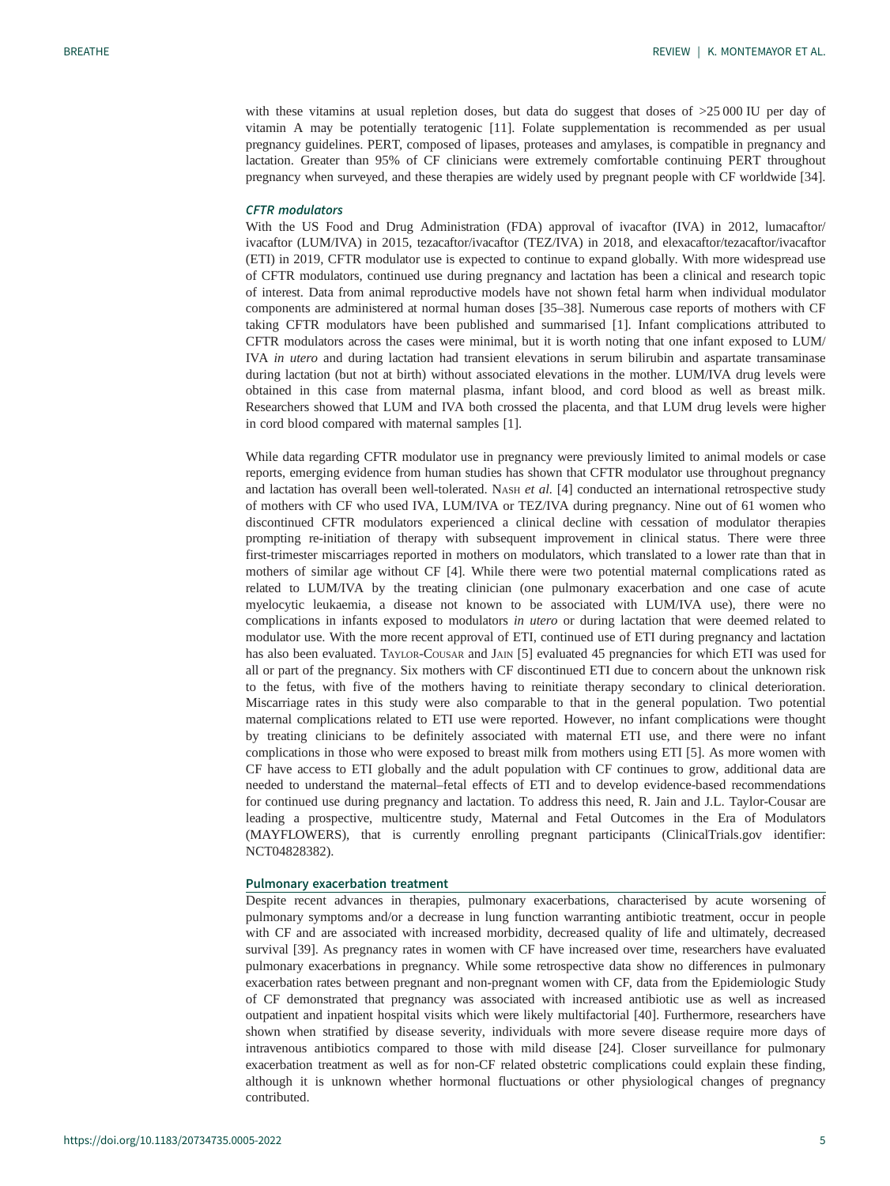with these vitamins at usual repletion doses, but data do suggest that doses of >25 000 IU per day of vitamin A may be potentially teratogenic [11]. Folate supplementation is recommended as per usual pregnancy guidelines. PERT, composed of lipases, proteases and amylases, is compatible in pregnancy and lactation. Greater than 95% of CF clinicians were extremely comfortable continuing PERT throughout pregnancy when surveyed, and these therapies are widely used by pregnant people with CF worldwide [34].

#### *CFTR modulators*

With the US Food and Drug Administration (FDA) approval of ivacaftor (IVA) in 2012, lumacaftor/ivacaftor (LUM/IVA) in 2015, tezacaftor/ivacaftor (TEZ/IVA) in 2018, and elexacaftor/tezacaftor/ivacaftor (ETI) in 2019, CFTR modulator use is expected to continue to expand globally. With more widespread use of CFTR modulators, continued use during pregnancy and lactation has been a clinical and research topic of interest. Data from animal reproductive models have not shown fetal harm when individual modulator components are administered at normal human doses [35–38]. Numerous case reports of mothers with CF taking CFTR modulators have been published and summarised [1]. Infant complications attributed to CFTR modulators across the cases were minimal, but it is worth noting that one infant exposed to LUM/IVA *in utero* and during lactation had transient elevations in serum bilirubin and aspartate transaminase during lactation (but not at birth) without associated elevations in the mother. LUM/IVA drug levels were obtained in this case from maternal plasma, infant blood, and cord blood as well as breast milk. Researchers showed that LUM and IVA both crossed the placenta, and that LUM drug levels were higher in cord blood compared with maternal samples [1].

While data regarding CFTR modulator use in pregnancy were previously limited to animal models or case reports, emerging evidence from human studies has shown that CFTR modulator use throughout pregnancy and lactation has overall been well-tolerated. Nash *et al.* [4] conducted an international retrospective study of mothers with CF who used IVA, LUM/IVA or TEZ/IVA during pregnancy. Nine out of 61 women who discontinued CFTR modulators experienced a clinical decline with cessation of modulator therapies prompting re-initiation of therapy with subsequent improvement in clinical status. There were three first-trimester miscarriages reported in mothers on modulators, which translated to a lower rate than that in mothers of similar age without CF [4]. While there were two potential maternal complications rated as related to LUM/IVA by the treating clinician (one pulmonary exacerbation and one case of acute myelocytic leukaemia, a disease not known to be associated with LUM/IVA use), there were no complications in infants exposed to modulators *in utero* or during lactation that were deemed related to modulator use. With the more recent approval of ETI, continued use of ETI during pregnancy and lactation has also been evaluated. Taylor-Cousar and Jain [5] evaluated 45 pregnancies for which ETI was used for all or part of the pregnancy. Six mothers with CF discontinued ETI due to concern about the unknown risk to the fetus, with five of the mothers having to reinitiate therapy secondary to clinical deterioration. Miscarriage rates in this study were also comparable to that in the general population. Two potential maternal complications related to ETI use were reported. However, no infant complications were thought by treating clinicians to be definitely associated with maternal ETI use, and there were no infant complications in those who were exposed to breast milk from mothers using ETI [5]. As more women with CF have access to ETI globally and the adult population with CF continues to grow, additional data are needed to understand the maternal–fetal effects of ETI and to develop evidence-based recommendations for continued use during pregnancy and lactation. To address this need, R. Jain and J.L. Taylor-Cousar are leading a prospective, multicentre study, Maternal and Fetal Outcomes in the Era of Modulators (MAYFLOWERS), that is currently enrolling pregnant participants (ClinicalTrials.gov identifier: NCT04828382).

### Pulmonary exacerbation treatment

Despite recent advances in therapies, pulmonary exacerbations, characterised by acute worsening of pulmonary symptoms and/or a decrease in lung function warranting antibiotic treatment, occur in people with CF and are associated with increased morbidity, decreased quality of life and ultimately, decreased survival [39]. As pregnancy rates in women with CF have increased over time, researchers have evaluated pulmonary exacerbations in pregnancy. While some retrospective data show no differences in pulmonary exacerbation rates between pregnant and non-pregnant women with CF, data from the Epidemiologic Study of CF demonstrated that pregnancy was associated with increased antibiotic use as well as increased outpatient and inpatient hospital visits which were likely multifactorial [40]. Furthermore, researchers have shown when stratified by disease severity, individuals with more severe disease require more days of intravenous antibiotics compared to those with mild disease [24]. Closer surveillance for pulmonary exacerbation treatment as well as for non-CF related obstetric complications could explain these finding, although it is unknown whether hormonal fluctuations or other physiological changes of pregnancy contributed.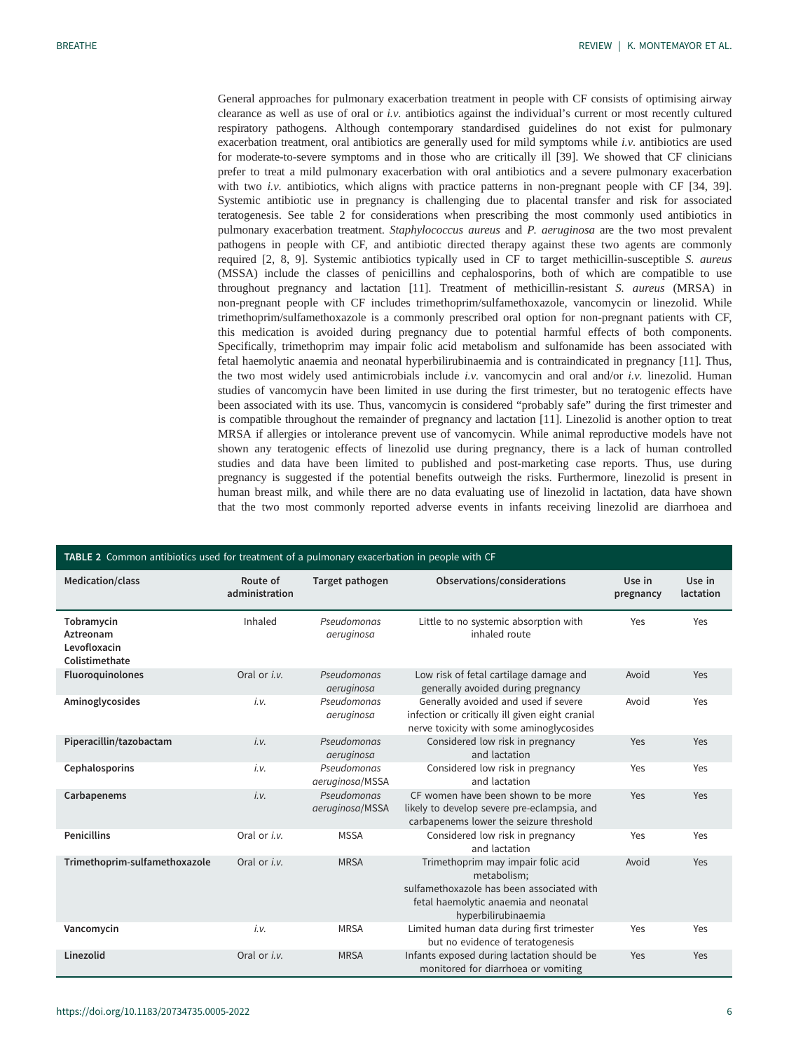General approaches for pulmonary exacerbation treatment in people with CF consists of optimising airway clearance as well as use of oral or *i.v.* antibiotics against the individual's current or most recently cultured respiratory pathogens. Although contemporary standardised guidelines do not exist for pulmonary exacerbation treatment, oral antibiotics are generally used for mild symptoms while *i.v.* antibiotics are used for moderate-to-severe symptoms and in those who are critically ill [39]. We showed that CF clinicians prefer to treat a mild pulmonary exacerbation with oral antibiotics and a severe pulmonary exacerbation with two *i.v.* antibiotics, which aligns with practice patterns in non-pregnant people with CF [34, 39]. Systemic antibiotic use in pregnancy is challenging due to placental transfer and risk for associated teratogenesis. See table 2 for considerations when prescribing the most commonly used antibiotics in pulmonary exacerbation treatment. *Staphylococcus aureus* and *P. aeruginosa* are the two most prevalent pathogens in people with CF, and antibiotic directed therapy against these two agents are commonly required [2, 8, 9]. Systemic antibiotics typically used in CF to target methicillin-susceptible *S. aureus* (MSSA) include the classes of penicillins and cephalosporins, both of which are compatible to use throughout pregnancy and lactation [11]. Treatment of methicillin-resistant *S. aureus* (MRSA) in non-pregnant people with CF includes trimethoprim/sulfamethoxazole, vancomycin or linezolid. While trimethoprim/sulfamethoxazole is a commonly prescribed oral option for non-pregnant patients with CF, this medication is avoided during pregnancy due to potential harmful effects of both components. Specifically, trimethoprim may impair folic acid metabolism and sulfonamide has been associated with fetal haemolytic anaemia and neonatal hyperbilirubinaemia and is contraindicated in pregnancy [11]. Thus, the two most widely used antimicrobials include *i.v.* vancomycin and oral and/or *i.v.* linezolid. Human studies of vancomycin have been limited in use during the first trimester, but no teratogenic effects have been associated with its use. Thus, vancomycin is considered "probably safe" during the first trimester and is compatible throughout the remainder of pregnancy and lactation [11]. Linezolid is another option to treat MRSA if allergies or intolerance prevent use of vancomycin. While animal reproductive models have not shown any teratogenic effects of linezolid use during pregnancy, there is a lack of human controlled studies and data have been limited to published and post-marketing case reports. Thus, use during pregnancy is suggested if the potential benefits outweigh the risks. Furthermore, linezolid is present in human breast milk, and while there are no data evaluating use of linezolid in lactation, data have shown that the two most commonly reported adverse events in infants receiving linezolid are diarrhoea and

**TABLE 2** Common antibiotics used for treatment of a pulmonary exacerbation in people with CF

| Medication/class | Route of administration | Target pathogen | Observations/considerations | Use in pregnancy | Use in lactation |
|---|---|---|---|---|---|
| Tobramycin<br>Aztreonam<br>Levofloxacin<br>Colistimethate | Inhaled | *Pseudomonas aeruginosa* | Little to no systemic absorption with inhaled route | Yes | Yes |
| **Fluoroquinolones** | Oral or *i.v.* | *Pseudomonas aeruginosa* | Low risk of fetal cartilage damage and generally avoided during pregnancy | Avoid | Yes |
| **Aminoglycosides** | *i.v.* | *Pseudomonas aeruginosa* | Generally avoided and used if severe infection or critically ill given eight cranial nerve toxicity with some aminoglycosides | Avoid | Yes |
| **Piperacillin/tazobactam** | *i.v.* | *Pseudomonas aeruginosa* | Considered low risk in pregnancy and lactation | Yes | Yes |
| **Cephalosporins** | *i.v.* | *Pseudomonas aeruginosa*/MSSA | Considered low risk in pregnancy and lactation | Yes | Yes |
| **Carbapenems** | *i.v.* | *Pseudomonas aeruginosa*/MSSA | CF women have been shown to be more likely to develop severe pre-eclampsia, and carbapenems lower the seizure threshold | Yes | Yes |
| **Penicillins** | Oral or *i.v.* | MSSA | Considered low risk in pregnancy and lactation | Yes | Yes |
| **Trimethoprim-sulfamethoxazole** | Oral or *i.v.* | MRSA | Trimethoprim may impair folic acid metabolism;<br>sulfamethoxazole has been associated with fetal haemolytic anaemia and neonatal hyperbilirubinaemia | Avoid | Yes |
| **Vancomycin** | *i.v.* | MRSA | Limited human data during first trimester but no evidence of teratogenesis | Yes | Yes |
| **Linezolid** | Oral or *i.v.* | MRSA | Infants exposed during lactation should be monitored for diarrhoea or vomiting | Yes | Yes |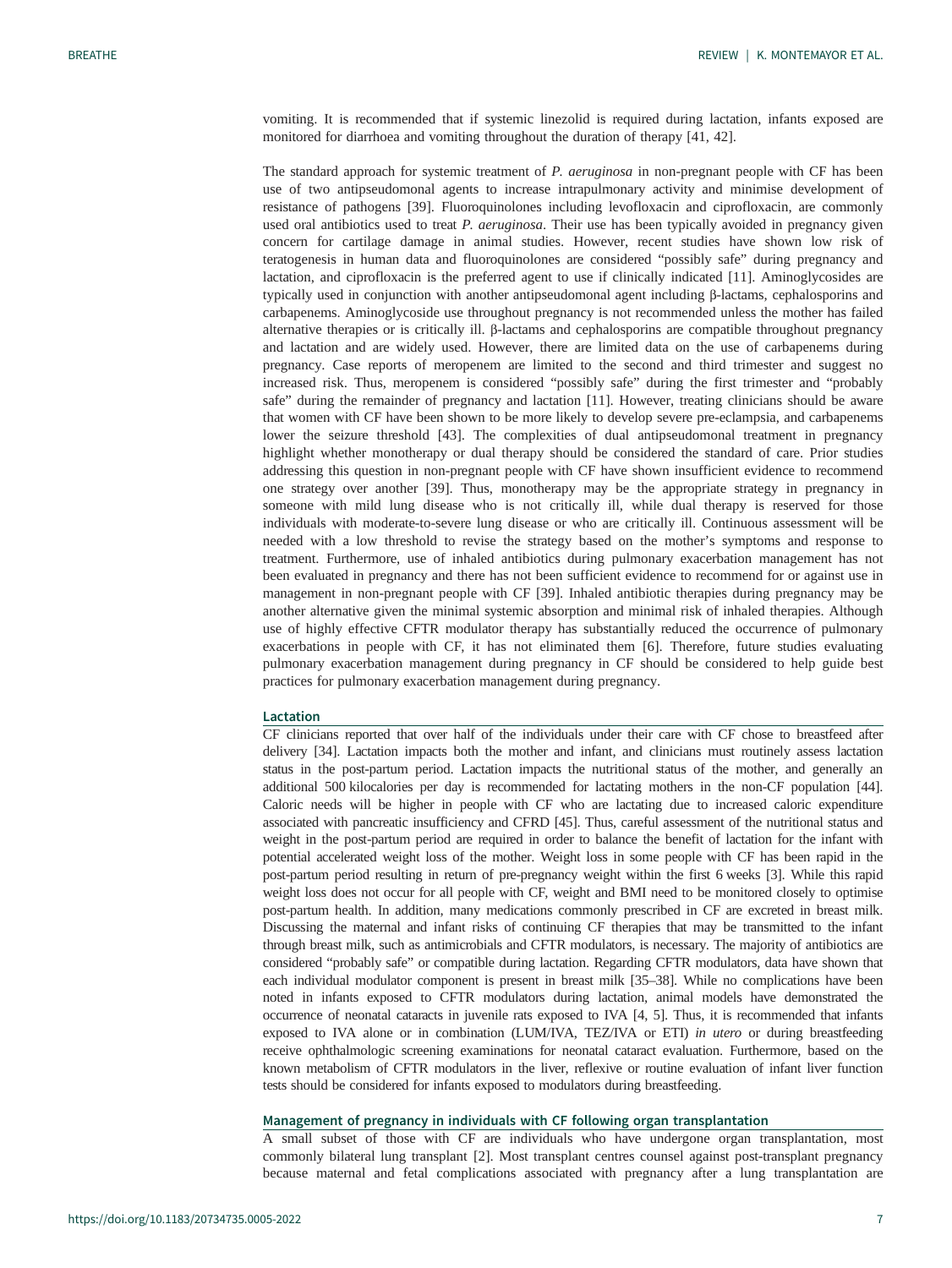vomiting. It is recommended that if systemic linezolid is required during lactation, infants exposed are monitored for diarrhoea and vomiting throughout the duration of therapy [41, 42].

The standard approach for systemic treatment of *P. aeruginosa* in non-pregnant people with CF has been use of two antipseudomonal agents to increase intrapulmonary activity and minimise development of resistance of pathogens [39]. Fluoroquinolones including levofloxacin and ciprofloxacin, are commonly used oral antibiotics used to treat *P. aeruginosa*. Their use has been typically avoided in pregnancy given concern for cartilage damage in animal studies. However, recent studies have shown low risk of teratogenesis in human data and fluoroquinolones are considered "possibly safe" during pregnancy and lactation, and ciprofloxacin is the preferred agent to use if clinically indicated [11]. Aminoglycosides are typically used in conjunction with another antipseudomonal agent including β-lactams, cephalosporins and carbapenems. Aminoglycoside use throughout pregnancy is not recommended unless the mother has failed alternative therapies or is critically ill. β-lactams and cephalosporins are compatible throughout pregnancy and lactation and are widely used. However, there are limited data on the use of carbapenems during pregnancy. Case reports of meropenem are limited to the second and third trimester and suggest no increased risk. Thus, meropenem is considered "possibly safe" during the first trimester and "probably safe" during the remainder of pregnancy and lactation [11]. However, treating clinicians should be aware that women with CF have been shown to be more likely to develop severe pre-eclampsia, and carbapenems lower the seizure threshold [43]. The complexities of dual antipseudomonal treatment in pregnancy highlight whether monotherapy or dual therapy should be considered the standard of care. Prior studies addressing this question in non-pregnant people with CF have shown insufficient evidence to recommend one strategy over another [39]. Thus, monotherapy may be the appropriate strategy in pregnancy in someone with mild lung disease who is not critically ill, while dual therapy is reserved for those individuals with moderate-to-severe lung disease or who are critically ill. Continuous assessment will be needed with a low threshold to revise the strategy based on the mother's symptoms and response to treatment. Furthermore, use of inhaled antibiotics during pulmonary exacerbation management has not been evaluated in pregnancy and there has not been sufficient evidence to recommend for or against use in management in non-pregnant people with CF [39]. Inhaled antibiotic therapies during pregnancy may be another alternative given the minimal systemic absorption and minimal risk of inhaled therapies. Although use of highly effective CFTR modulator therapy has substantially reduced the occurrence of pulmonary exacerbations in people with CF, it has not eliminated them [6]. Therefore, future studies evaluating pulmonary exacerbation management during pregnancy in CF should be considered to help guide best practices for pulmonary exacerbation management during pregnancy.

### Lactation

CF clinicians reported that over half of the individuals under their care with CF chose to breastfeed after delivery [34]. Lactation impacts both the mother and infant, and clinicians must routinely assess lactation status in the post-partum period. Lactation impacts the nutritional status of the mother, and generally an additional 500 kilocalories per day is recommended for lactating mothers in the non-CF population [44]. Caloric needs will be higher in people with CF who are lactating due to increased caloric expenditure associated with pancreatic insufficiency and CFRD [45]. Thus, careful assessment of the nutritional status and weight in the post-partum period are required in order to balance the benefit of lactation for the infant with potential accelerated weight loss of the mother. Weight loss in some people with CF has been rapid in the post-partum period resulting in return of pre-pregnancy weight within the first 6 weeks [3]. While this rapid weight loss does not occur for all people with CF, weight and BMI need to be monitored closely to optimise post-partum health. In addition, many medications commonly prescribed in CF are excreted in breast milk. Discussing the maternal and infant risks of continuing CF therapies that may be transmitted to the infant through breast milk, such as antimicrobials and CFTR modulators, is necessary. The majority of antibiotics are considered "probably safe" or compatible during lactation. Regarding CFTR modulators, data have shown that each individual modulator component is present in breast milk [35–38]. While no complications have been noted in infants exposed to CFTR modulators during lactation, animal models have demonstrated the occurrence of neonatal cataracts in juvenile rats exposed to IVA [4, 5]. Thus, it is recommended that infants exposed to IVA alone or in combination (LUM/IVA, TEZ/IVA or ETI) *in utero* or during breastfeeding receive ophthalmologic screening examinations for neonatal cataract evaluation. Furthermore, based on the known metabolism of CFTR modulators in the liver, reflexive or routine evaluation of infant liver function tests should be considered for infants exposed to modulators during breastfeeding.

### Management of pregnancy in individuals with CF following organ transplantation

A small subset of those with CF are individuals who have undergone organ transplantation, most commonly bilateral lung transplant [2]. Most transplant centres counsel against post-transplant pregnancy because maternal and fetal complications associated with pregnancy after a lung transplantation are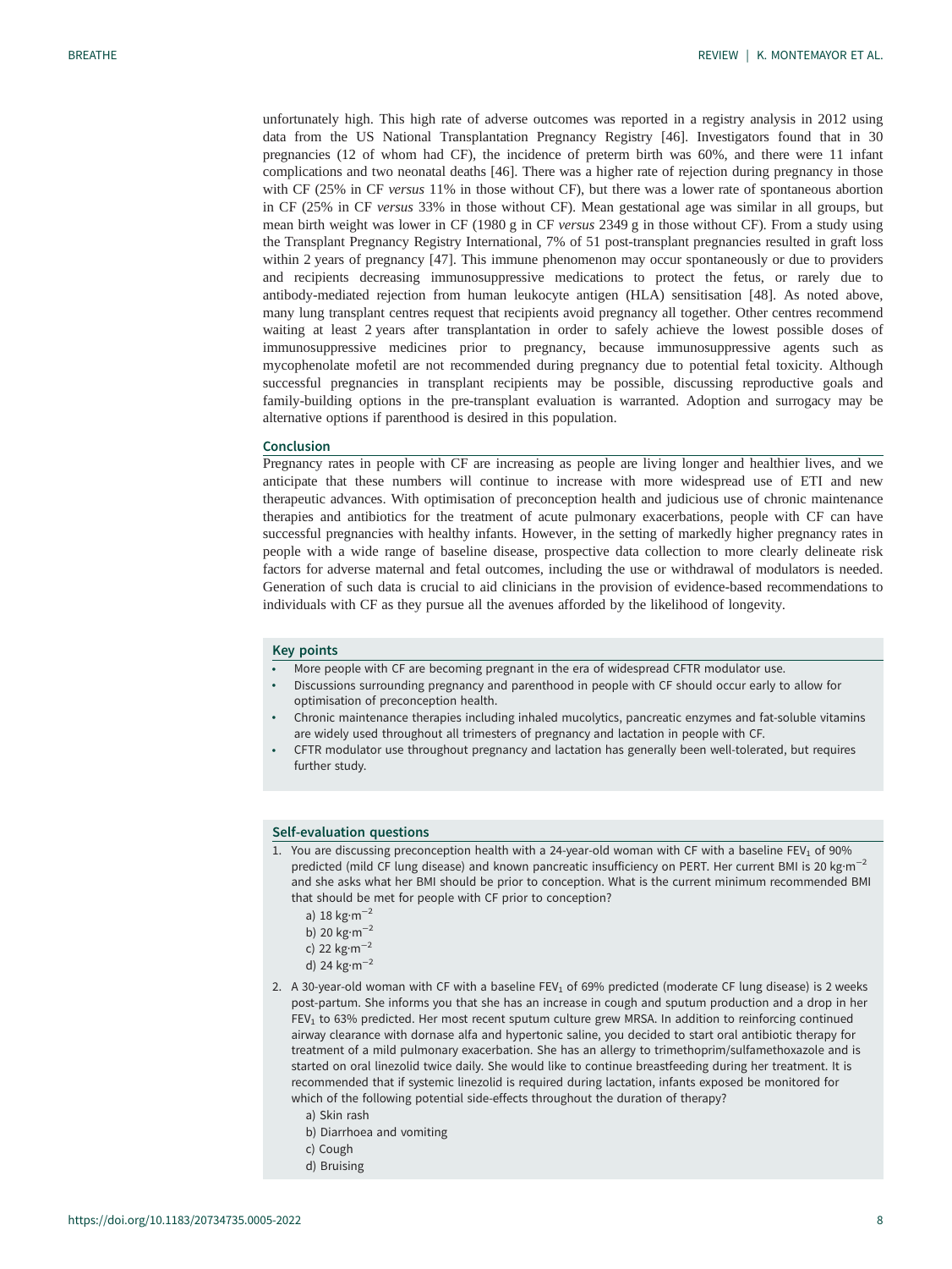unfortunately high. This high rate of adverse outcomes was reported in a registry analysis in 2012 using data from the US National Transplantation Pregnancy Registry [46]. Investigators found that in 30 pregnancies (12 of whom had CF), the incidence of preterm birth was 60%, and there were 11 infant complications and two neonatal deaths [46]. There was a higher rate of rejection during pregnancy in those with CF (25% in CF *versus* 11% in those without CF), but there was a lower rate of spontaneous abortion in CF (25% in CF *versus* 33% in those without CF). Mean gestational age was similar in all groups, but mean birth weight was lower in CF (1980 g in CF *versus* 2349 g in those without CF). From a study using the Transplant Pregnancy Registry International, 7% of 51 post-transplant pregnancies resulted in graft loss within 2 years of pregnancy [47]. This immune phenomenon may occur spontaneously or due to providers and recipients decreasing immunosuppressive medications to protect the fetus, or rarely due to antibody-mediated rejection from human leukocyte antigen (HLA) sensitisation [48]. As noted above, many lung transplant centres request that recipients avoid pregnancy all together. Other centres recommend waiting at least 2 years after transplantation in order to safely achieve the lowest possible doses of immunosuppressive medicines prior to pregnancy, because immunosuppressive agents such as mycophenolate mofetil are not recommended during pregnancy due to potential fetal toxicity. Although successful pregnancies in transplant recipients may be possible, discussing reproductive goals and family-building options in the pre-transplant evaluation is warranted. Adoption and surrogacy may be alternative options if parenthood is desired in this population.

## Conclusion

Pregnancy rates in people with CF are increasing as people are living longer and healthier lives, and we anticipate that these numbers will continue to increase with more widespread use of ETI and new therapeutic advances. With optimisation of preconception health and judicious use of chronic maintenance therapies and antibiotics for the treatment of acute pulmonary exacerbations, people with CF can have successful pregnancies with healthy infants. However, in the setting of markedly higher pregnancy rates in people with a wide range of baseline disease, prospective data collection to more clearly delineate risk factors for adverse maternal and fetal outcomes, including the use or withdrawal of modulators is needed. Generation of such data is crucial to aid clinicians in the provision of evidence-based recommendations to individuals with CF as they pursue all the avenues afforded by the likelihood of longevity.

### Key points

- More people with CF are becoming pregnant in the era of widespread CFTR modulator use.
- Discussions surrounding pregnancy and parenthood in people with CF should occur early to allow for optimisation of preconception health.
- Chronic maintenance therapies including inhaled mucolytics, pancreatic enzymes and fat-soluble vitamins are widely used throughout all trimesters of pregnancy and lactation in people with CF.
- CFTR modulator use throughout pregnancy and lactation has generally been well-tolerated, but requires further study.

### Self-evaluation questions

1. You are discussing preconception health with a 24-year-old woman with CF with a baseline $FEV_1$ of 90% predicted (mild CF lung disease) and known pancreatic insufficiency on PERT. Her current BMI is 20 $kg \cdot m^{-2}$ and she asks what her BMI should be prior to conception. What is the current minimum recommended BMI that should be met for people with CF prior to conception?
   a) 18 $kg \cdot m^{-2}$
   b) 20 $kg \cdot m^{-2}$
   c) 22 $kg \cdot m^{-2}$
   d) 24 $kg \cdot m^{-2}$
2. A 30-year-old woman with CF with a baseline $FEV_1$ of 69% predicted (moderate CF lung disease) is 2 weeks post-partum. She informs you that she has an increase in cough and sputum production and a drop in her $FEV_1$ to 63% predicted. Her most recent sputum culture grew MRSA. In addition to reinforcing continued airway clearance with dornase alfa and hypertonic saline, you decided to start oral antibiotic therapy for treatment of a mild pulmonary exacerbation. She has an allergy to trimethoprim/sulfamethoxazole and is started on oral linezolid twice daily. She would like to continue breastfeeding during her treatment. It is recommended that if systemic linezolid is required during lactation, infants exposed be monitored for which of the following potential side-effects throughout the duration of therapy?
   a) Skin rash
   b) Diarrhoea and vomiting
   c) Cough
   d) Bruising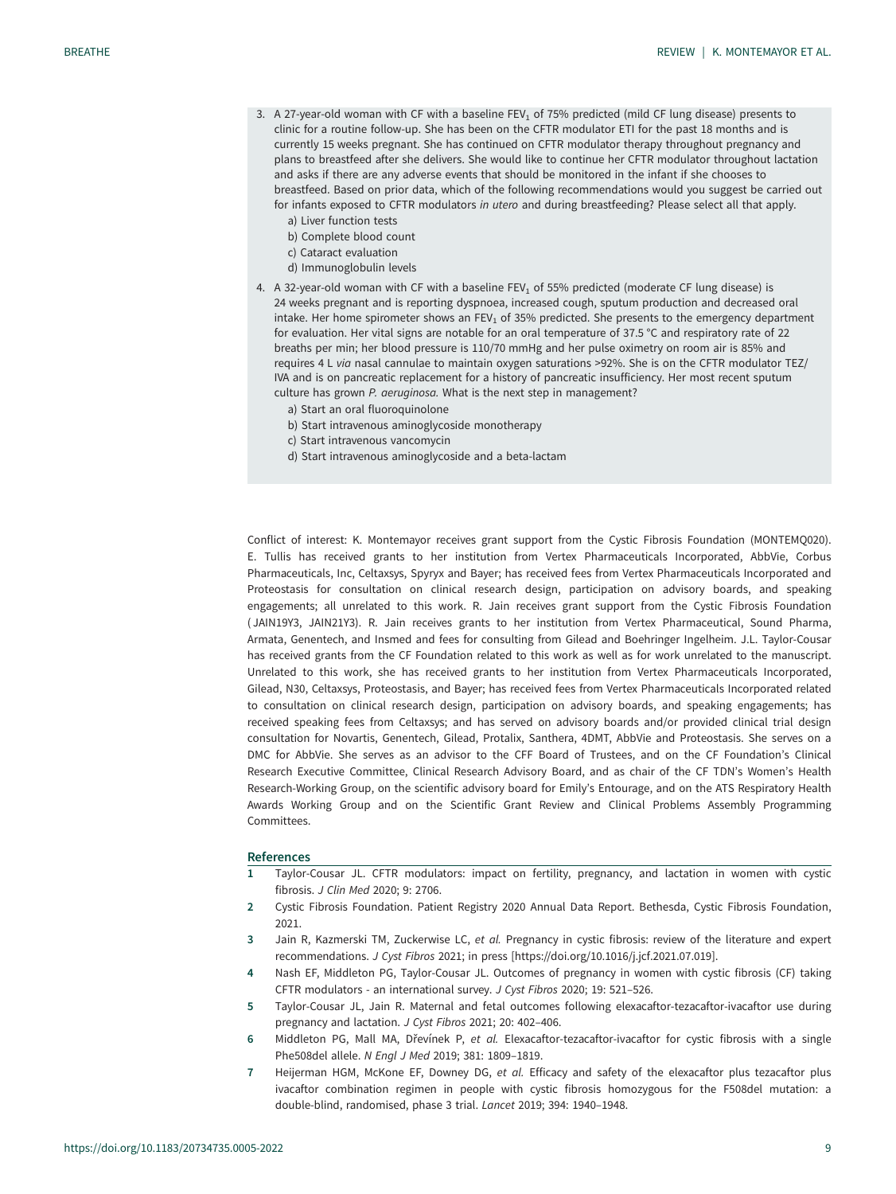3. A 27-year-old woman with CF with a baseline $FEV_1$ of 75% predicted (mild CF lung disease) presents to clinic for a routine follow-up. She has been on the CFTR modulator ETI for the past 18 months and is currently 15 weeks pregnant. She has continued on CFTR modulator therapy throughout pregnancy and plans to breastfeed after she delivers. She would like to continue her CFTR modulator throughout lactation and asks if there are any adverse events that should be monitored in the infant if she chooses to breastfeed. Based on prior data, which of the following recommendations would you suggest be carried out for infants exposed to CFTR modulators *in utero* and during breastfeeding? Please select all that apply.
   a) Liver function tests
   b) Complete blood count
   c) Cataract evaluation
   d) Immunoglobulin levels
4. A 32-year-old woman with CF with a baseline $FEV_1$ of 55% predicted (moderate CF lung disease) is 24 weeks pregnant and is reporting dyspnoea, increased cough, sputum production and decreased oral intake. Her home spirometer shows an $FEV_1$ of 35% predicted. She presents to the emergency department for evaluation. Her vital signs are notable for an oral temperature of 37.5 °C and respiratory rate of 22 breaths per min; her blood pressure is 110/70 mmHg and her pulse oximetry on room air is 85% and requires 4 L *via* nasal cannulae to maintain oxygen saturations >92%. She is on the CFTR modulator TEZ/IVA and is on pancreatic replacement for a history of pancreatic insufficiency. Her most recent sputum culture has grown *P. aeruginosa*. What is the next step in management?
   a) Start an oral fluoroquinolone
   b) Start intravenous aminoglycoside monotherapy
   c) Start intravenous vancomycin
   d) Start intravenous aminoglycoside and a beta-lactam

Conflict of interest: K. Montemayor receives grant support from the Cystic Fibrosis Foundation (MONTEMQ020). E. Tullis has received grants to her institution from Vertex Pharmaceuticals Incorporated, AbbVie, Corbus Pharmaceuticals, Inc, Celtaxsys, Spyryx and Bayer; has received fees from Vertex Pharmaceuticals Incorporated and Proteostasis for consultation on clinical research design, participation on advisory boards, and speaking engagements; all unrelated to this work. R. Jain receives grant support from the Cystic Fibrosis Foundation (JAIN19Y3, JAIN21Y3). R. Jain receives grants to her institution from Vertex Pharmaceutical, Sound Pharma, Armata, Genentech, and Insmed and fees for consulting from Gilead and Boehringer Ingelheim. J.L. Taylor-Cousar has received grants from the CF Foundation related to this work as well as for work unrelated to the manuscript. Unrelated to this work, she has received grants to her institution from Vertex Pharmaceuticals Incorporated, Gilead, N30, Celtaxsys, Proteostasis, and Bayer; has received fees from Vertex Pharmaceuticals Incorporated related to consultation on clinical research design, participation on advisory boards, and speaking engagements; has received speaking fees from Celtaxsys; and has served on advisory boards and/or provided clinical trial design consultation for Novartis, Genentech, Gilead, Protalix, Santhera, 4DMT, AbbVie and Proteostasis. She serves on a DMC for AbbVie. She serves as an advisor to the CFF Board of Trustees, and on the CF Foundation's Clinical Research Executive Committee, Clinical Research Advisory Board, and as chair of the CF TDN's Women's Health Research-Working Group, on the scientific advisory board for Emily's Entourage, and on the ATS Respiratory Health Awards Working Group and on the Scientific Grant Review and Clinical Problems Assembly Programming Committees.

## References

1. Taylor-Cousar JL. CFTR modulators: impact on fertility, pregnancy, and lactation in women with cystic fibrosis. *J Clin Med* 2020; 9: 2706.
2. Cystic Fibrosis Foundation. Patient Registry 2020 Annual Data Report. Bethesda, Cystic Fibrosis Foundation, 2021.
3. Jain R, Kazmerski TM, Zuckerwise LC, *et al.* Pregnancy in cystic fibrosis: review of the literature and expert recommendations. *J Cyst Fibros* 2021; in press [https://doi.org/10.1016/j.jcf.2021.07.019].
4. Nash EF, Middleton PG, Taylor-Cousar JL. Outcomes of pregnancy in women with cystic fibrosis (CF) taking CFTR modulators - an international survey. *J Cyst Fibros* 2020; 19: 521–526.
5. Taylor-Cousar JL, Jain R. Maternal and fetal outcomes following elexacaftor-tezacaftor-ivacaftor use during pregnancy and lactation. *J Cyst Fibros* 2021; 20: 402–406.
6. Middleton PG, Mall MA, Dřevínek P, *et al.* Elexacaftor-tezacaftor-ivacaftor for cystic fibrosis with a single Phe508del allele. *N Engl J Med* 2019; 381: 1809–1819.
7. Heijerman HGM, McKone EF, Downey DG, *et al.* Efficacy and safety of the elexacaftor plus tezacaftor plus ivacaftor combination regimen in people with cystic fibrosis homozygous for the F508del mutation: a double-blind, randomised, phase 3 trial. *Lancet* 2019; 394: 1940–1948.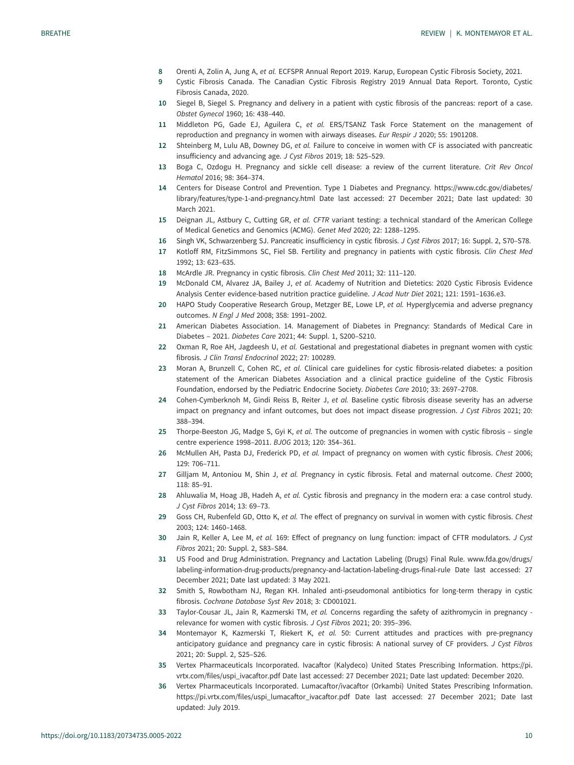8. Orenti A, Zolin A, Jung A, *et al.* ECFSPR Annual Report 2019. Karup, European Cystic Fibrosis Society, 2021.
9. Cystic Fibrosis Canada. The Canadian Cystic Fibrosis Registry 2019 Annual Data Report. Toronto, Cystic Fibrosis Canada, 2020.
10. Siegel B, Siegel S. Pregnancy and delivery in a patient with cystic fibrosis of the pancreas: report of a case. *Obstet Gynecol* 1960; 16: 438–440.
11. Middleton PG, Gade EJ, Aguilera C, *et al.* ERS/TSANZ Task Force Statement on the management of reproduction and pregnancy in women with airways diseases. *Eur Respir J* 2020; 55: 1901208.
12. Shteinberg M, Lulu AB, Downey DG, *et al.* Failure to conceive in women with CF is associated with pancreatic insufficiency and advancing age. *J Cyst Fibros* 2019; 18: 525–529.
13. Boga C, Ozdogu H. Pregnancy and sickle cell disease: a review of the current literature. *Crit Rev Oncol Hematol* 2016; 98: 364–374.
14. Centers for Disease Control and Prevention. Type 1 Diabetes and Pregnancy. https://www.cdc.gov/diabetes/library/features/type-1-and-pregnancy.html Date last accessed: 27 December 2021; Date last updated: 30 March 2021.
15. Deignan JL, Astbury C, Cutting GR, *et al.* *CFTR* variant testing: a technical standard of the American College of Medical Genetics and Genomics (ACMG). *Genet Med* 2020; 22: 1288–1295.
16. Singh VK, Schwarzenberg SJ. Pancreatic insufficiency in cystic fibrosis. *J Cyst Fibros* 2017; 16: Suppl. 2, S70–S78.
17. Kotloff RM, FitzSimmons SC, Fiel SB. Fertility and pregnancy in patients with cystic fibrosis. *Clin Chest Med* 1992; 13: 623–635.
18. McArdle JR. Pregnancy in cystic fibrosis. *Clin Chest Med* 2011; 32: 111–120.
19. McDonald CM, Alvarez JA, Bailey J, *et al.* Academy of Nutrition and Dietetics: 2020 Cystic Fibrosis Evidence Analysis Center evidence-based nutrition practice guideline. *J Acad Nutr Diet* 2021; 121: 1591–1636.e3.
20. HAPO Study Cooperative Research Group, Metzger BE, Lowe LP, *et al.* Hyperglycemia and adverse pregnancy outcomes. *N Engl J Med* 2008; 358: 1991–2002.
21. American Diabetes Association. 14. Management of Diabetes in Pregnancy: Standards of Medical Care in Diabetes – 2021. *Diabetes Care* 2021; 44: Suppl. 1, S200–S210.
22. Oxman R, Roe AH, Jagdeesh U, *et al.* Gestational and pregestational diabetes in pregnant women with cystic fibrosis. *J Clin Transl Endocrinol* 2022; 27: 100289.
23. Moran A, Brunzell C, Cohen RC, *et al.* Clinical care guidelines for cystic fibrosis-related diabetes: a position statement of the American Diabetes Association and a clinical practice guideline of the Cystic Fibrosis Foundation, endorsed by the Pediatric Endocrine Society. *Diabetes Care* 2010; 33: 2697–2708.
24. Cohen-Cymberknoh M, Gindi Reiss B, Reiter J, *et al.* Baseline cystic fibrosis disease severity has an adverse impact on pregnancy and infant outcomes, but does not impact disease progression. *J Cyst Fibros* 2021; 20: 388–394.
25. Thorpe-Beeston JG, Madge S, Gyi K, *et al.* The outcome of pregnancies in women with cystic fibrosis – single centre experience 1998–2011. *BJOG* 2013; 120: 354–361.
26. McMullen AH, Pasta DJ, Frederick PD, *et al.* Impact of pregnancy on women with cystic fibrosis. *Chest* 2006; 129: 706–711.
27. Gilljam M, Antoniou M, Shin J, *et al.* Pregnancy in cystic fibrosis. Fetal and maternal outcome. *Chest* 2000; 118: 85–91.
28. Ahluwalia M, Hoag JB, Hadeh A, *et al.* Cystic fibrosis and pregnancy in the modern era: a case control study. *J Cyst Fibros* 2014; 13: 69–73.
29. Goss CH, Rubenfeld GD, Otto K, *et al.* The effect of pregnancy on survival in women with cystic fibrosis. *Chest* 2003; 124: 1460–1468.
30. Jain R, Keller A, Lee M, *et al.* 169: Effect of pregnancy on lung function: impact of CFTR modulators. *J Cyst Fibros* 2021; 20: Suppl. 2, S83–S84.
31. US Food and Drug Administration. Pregnancy and Lactation Labeling (Drugs) Final Rule. www.fda.gov/drugs/labeling-information-drug-products/pregnancy-and-lactation-labeling-drugs-final-rule Date last accessed: 27 December 2021; Date last updated: 3 May 2021.
32. Smith S, Rowbotham NJ, Regan KH. Inhaled anti-pseudomonal antibiotics for long-term therapy in cystic fibrosis. *Cochrane Database Syst Rev* 2018; 3: CD001021.
33. Taylor-Cousar JL, Jain R, Kazmerski TM, *et al.* Concerns regarding the safety of azithromycin in pregnancy - relevance for women with cystic fibrosis. *J Cyst Fibros* 2021; 20: 395–396.
34. Montemayor K, Kazmerski T, Riekert K, *et al.* 50: Current attitudes and practices with pre-pregnancy anticipatory guidance and pregnancy care in cystic fibrosis: A national survey of CF providers. *J Cyst Fibros* 2021; 20: Suppl. 2, S25–S26.
35. Vertex Pharmaceuticals Incorporated. Ivacaftor (Kalydeco) United States Prescribing Information. https://pi.vrtx.com/files/uspi_ivacaftor.pdf Date last accessed: 27 December 2021; Date last updated: December 2020.
36. Vertex Pharmaceuticals Incorporated. Lumacaftor/ivacaftor (Orkambi) United States Prescribing Information. https://pi.vrtx.com/files/uspi_lumacaftor_ivacaftor.pdf Date last accessed: 27 December 2021; Date last updated: July 2019.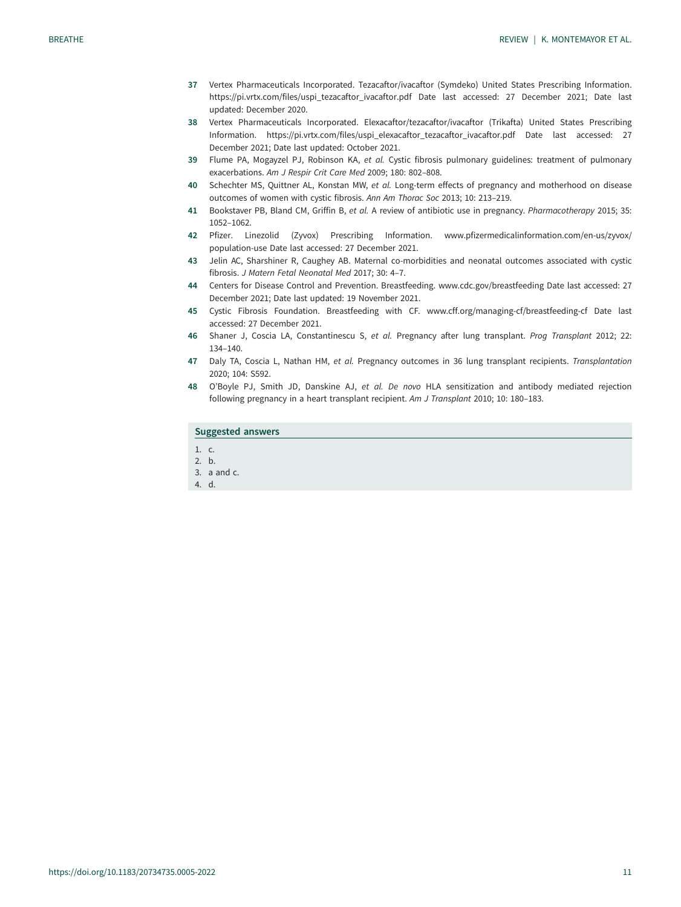37 Vertex Pharmaceuticals Incorporated. Tezacaftor/ivacaftor (Symdeko) United States Prescribing Information. https://pi.vrtx.com/files/uspi_tezacaftor_ivacaftor.pdf Date last accessed: 27 December 2021; Date last updated: December 2020.

38 Vertex Pharmaceuticals Incorporated. Elexacaftor/tezacaftor/ivacaftor (Trikafta) United States Prescribing Information. https://pi.vrtx.com/files/uspi_elexacaftor_tezacaftor_ivacaftor.pdf Date last accessed: 27 December 2021; Date last updated: October 2021.

39 Flume PA, Mogayzel PJ, Robinson KA, *et al.* Cystic fibrosis pulmonary guidelines: treatment of pulmonary exacerbations. *Am J Respir Crit Care Med* 2009; 180: 802–808.

40 Schechter MS, Quittner AL, Konstan MW, *et al.* Long-term effects of pregnancy and motherhood on disease outcomes of women with cystic fibrosis. *Ann Am Thorac Soc* 2013; 10: 213–219.

41 Bookstaver PB, Bland CM, Griffin B, *et al.* A review of antibiotic use in pregnancy. *Pharmacotherapy* 2015; 35: 1052–1062.

42 Pfizer. Linezolid (Zyvox) Prescribing Information. www.pfizermedicalinformation.com/en-us/zyvox/population-use Date last accessed: 27 December 2021.

43 Jelin AC, Sharshiner R, Caughey AB. Maternal co-morbidities and neonatal outcomes associated with cystic fibrosis. *J Matern Fetal Neonatal Med* 2017; 30: 4–7.

44 Centers for Disease Control and Prevention. Breastfeeding. www.cdc.gov/breastfeeding Date last accessed: 27 December 2021; Date last updated: 19 November 2021.

45 Cystic Fibrosis Foundation. Breastfeeding with CF. www.cff.org/managing-cf/breastfeeding-cf Date last accessed: 27 December 2021.

46 Shaner J, Coscia LA, Constantinescu S, *et al.* Pregnancy after lung transplant. *Prog Transplant* 2012; 22: 134–140.

47 Daly TA, Coscia L, Nathan HM, *et al.* Pregnancy outcomes in 36 lung transplant recipients. *Transplantation* 2020; 104: S592.

48 O'Boyle PJ, Smith JD, Danskine AJ, *et al. De novo* HLA sensitization and antibody mediated rejection following pregnancy in a heart transplant recipient. *Am J Transplant* 2010; 10: 180–183.

## Suggested answers

1. c.
2. b.
3. a and c.
4. d.